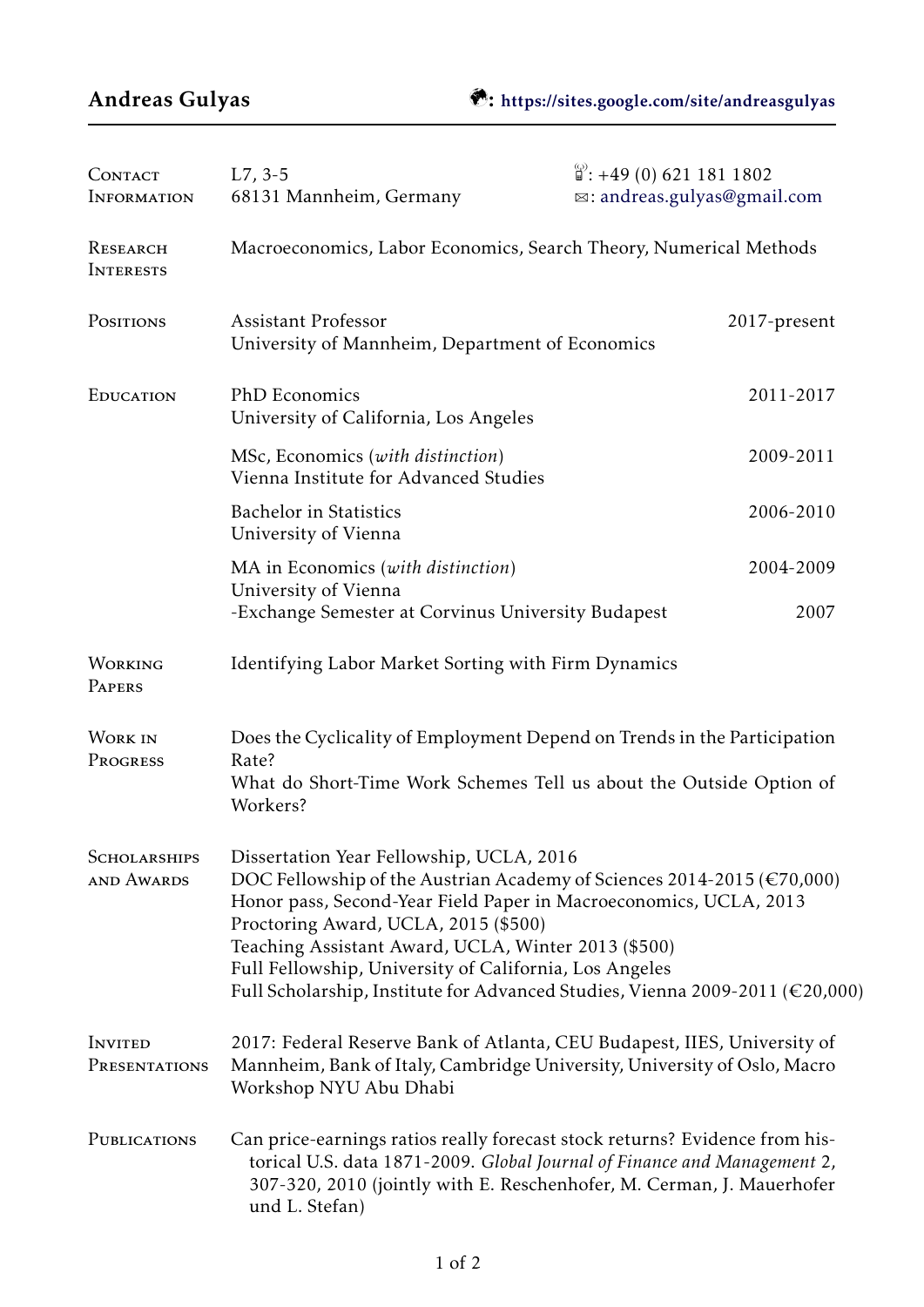# Andreas Gulyas

: https://sites.google.com/site/andreasgulyas

## Contact Information

L7, 3-5
68131 Mannheim, Germany

: +49 (0) 621 181 1802
: andreas.gulyas@gmail.com

## Research Interests

Macroeconomics, Labor Economics, Search Theory, Numerical Methods

## Positions

Assistant Professor — 2017-present
University of Mannheim, Department of Economics

## Education

PhD Economics — 2011-2017
University of California, Los Angeles

MSc, Economics (*with distinction*) — 2009-2011
Vienna Institute for Advanced Studies

Bachelor in Statistics — 2006-2010
University of Vienna

MA in Economics (*with distinction*) — 2004-2009
University of Vienna
-Exchange Semester at Corvinus University Budapest — 2007

## Working Papers

Identifying Labor Market Sorting with Firm Dynamics

## Work in Progress

Does the Cyclicality of Employment Depend on Trends in the Participation Rate?
What do Short-Time Work Schemes Tell us about the Outside Option of Workers?

## Scholarships and Awards

Dissertation Year Fellowship, UCLA, 2016
DOC Fellowship of the Austrian Academy of Sciences 2014-2015 (€70,000)
Honor pass, Second-Year Field Paper in Macroeconomics, UCLA, 2013
Proctoring Award, UCLA, 2015 ($500)
Teaching Assistant Award, UCLA, Winter 2013 ($500)
Full Fellowship, University of California, Los Angeles
Full Scholarship, Institute for Advanced Studies, Vienna 2009-2011 (€20,000)

## Invited Presentations

2017: Federal Reserve Bank of Atlanta, CEU Budapest, IIES, University of Mannheim, Bank of Italy, Cambridge University, University of Oslo, Macro Workshop NYU Abu Dhabi

## Publications

Can price-earnings ratios really forecast stock returns? Evidence from historical U.S. data 1871-2009. *Global Journal of Finance and Management* 2, 307-320, 2010 (jointly with E. Reschenhofer, M. Cerman, J. Mauerhofer und L. Stefan)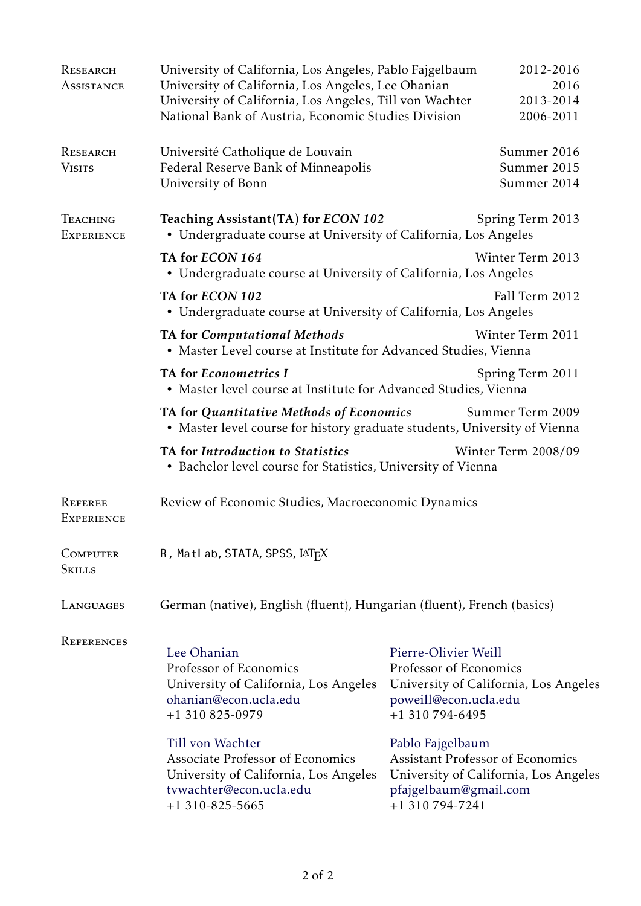## Research Assistance

University of California, Los Angeles, Pablo Fajgelbaum — 2012-2016
University of California, Los Angeles, Lee Ohanian — 2016
University of California, Los Angeles, Till von Wachter — 2013-2014
National Bank of Austria, Economic Studies Division — 2006-2011

## Research Visits

Université Catholique de Louvain — Summer 2016
Federal Reserve Bank of Minneapolis — Summer 2015
University of Bonn — Summer 2014

## Teaching Experience

**Teaching Assistant(TA) for *ECON 102*** — Spring Term 2013
- Undergraduate course at University of California, Los Angeles

**TA for *ECON 164*** — Winter Term 2013
- Undergraduate course at University of California, Los Angeles

**TA for *ECON 102*** — Fall Term 2012
- Undergraduate course at University of California, Los Angeles

**TA for *Computational Methods*** — Winter Term 2011
- Master Level course at Institute for Advanced Studies, Vienna

**TA for *Econometrics I*** — Spring Term 2011
- Master level course at Institute for Advanced Studies, Vienna

**TA for *Quantitative Methods of Economics*** — Summer Term 2009
- Master level course for history graduate students, University of Vienna

**TA for *Introduction to Statistics*** — Winter Term 2008/09
- Bachelor level course for Statistics, University of Vienna

## Referee Experience

Review of Economic Studies, Macroeconomic Dynamics

## Computer Skills

R, MatLab, STATA, SPSS, LaTeX

## Languages

German (native), English (fluent), Hungarian (fluent), French (basics)

## References

Lee Ohanian
Professor of Economics
University of California, Los Angeles
ohanian@econ.ucla.edu
+1 310 825-0979

Pierre-Olivier Weill
Professor of Economics
University of California, Los Angeles
poweill@econ.ucla.edu
+1 310 794-6495

Till von Wachter
Associate Professor of Economics
University of California, Los Angeles
tvwachter@econ.ucla.edu
+1 310-825-5665

Pablo Fajgelbaum
Assistant Professor of Economics
University of California, Los Angeles
pfajgelbaum@gmail.com
+1 310 794-7241